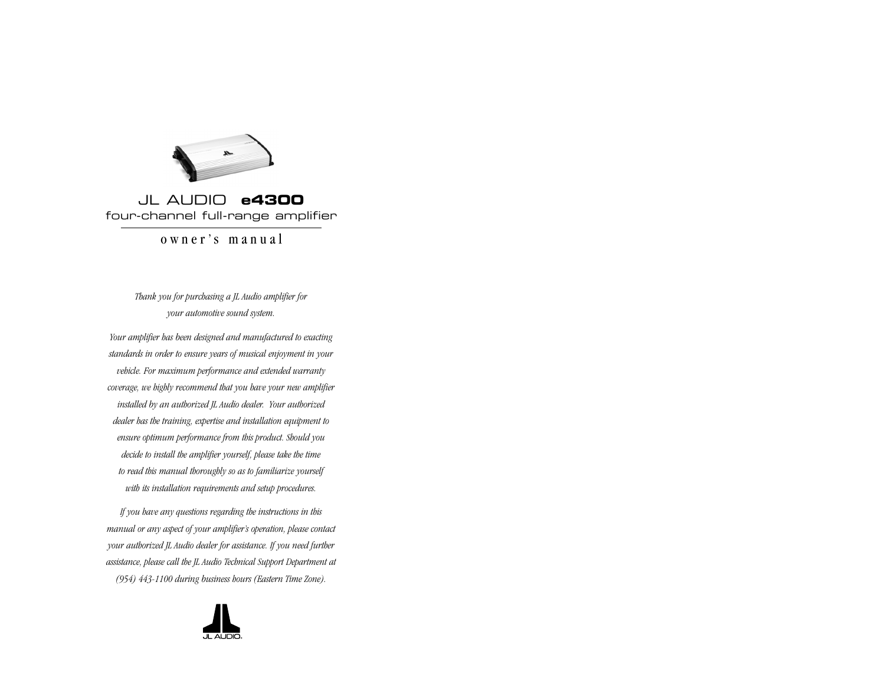# JL AUDIO **e4300**

## four-channel full-range amplifier

### owner's manual

*Thank you for purchasing a JL Audio amplifier for your automotive sound system.*

*Your amplifier has been designed and manufactured to exacting standards in order to ensure years of musical enjoyment in your vehicle. For maximum performance and extended warranty coverage, we highly recommend that you have your new amplifier installed by an authorized JL Audio dealer. Your authorized dealer has the training, expertise and installation equipment to ensure optimum performance from this product. Should you decide to install the amplifier yourself, please take the time to read this manual thoroughly so as to familiarize yourself with its installation requirements and setup procedures.*

*If you have any questions regarding the instructions in this manual or any aspect of your amplifier's operation, please contact your authorized JL Audio dealer for assistance. If you need further assistance, please call the JL Audio Technical Support Department at (954) 443-1100 during business hours (Eastern Time Zone).*

JL AUDIO.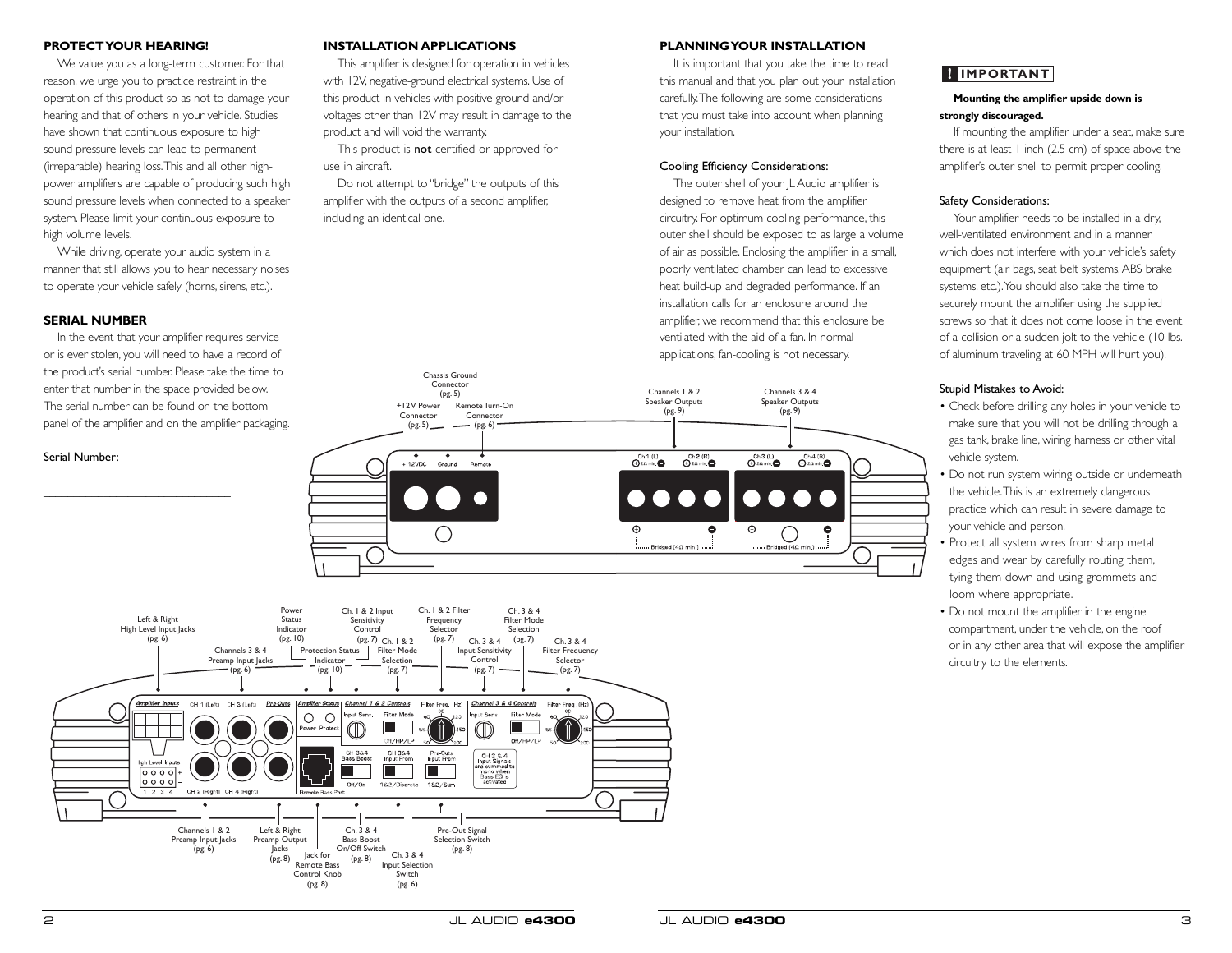## PROTECT YOUR HEARING!

We value you as a long-term customer. For that reason, we urge you to practice restraint in the operation of this product so as not to damage your hearing and that of others in your vehicle. Studies have shown that continuous exposure to high sound pressure levels can lead to permanent (irreparable) hearing loss. This and all other high-power amplifiers are capable of producing such high sound pressure levels when connected to a speaker system. Please limit your continuous exposure to high volume levels.

While driving, operate your audio system in a manner that still allows you to hear necessary noises to operate your vehicle safely (horns, sirens, etc.).

## SERIAL NUMBER

In the event that your amplifier requires service or is ever stolen, you will need to have a record of the product's serial number. Please take the time to enter that number in the space provided below. The serial number can be found on the bottom panel of the amplifier and on the amplifier packaging.

Serial Number:

_______________________________

## INSTALLATION APPLICATIONS

This amplifier is designed for operation in vehicles with 12V, negative-ground electrical systems. Use of this product in vehicles with positive ground and/or voltages other than 12V may result in damage to the product and will void the warranty.

This product is **not** certified or approved for use in aircraft.

Do not attempt to "bridge" the outputs of this amplifier with the outputs of a second amplifier, including an identical one.

Chassis Ground Connector (pg. 5)

+12V Power Connector (pg. 5)

Remote Turn-On Connector (pg. 6)

Channels 1 & 2 Speaker Outputs (pg. 9)

Channels 3 & 4 Speaker Outputs (pg. 9)

Left & Right High Level Input Jacks (pg. 6)

Channels 3 & 4 Preamp Input Jacks (pg. 6)

Power Status Indicator (pg. 10)

Protection Status Indicator (pg. 10)

Ch. 1 & 2 Input Sensitivity Control (pg. 7)

Ch. 1 & 2 Filter Mode Selection (pg. 7)

Ch. 1 & 2 Filter Frequency Selector (pg. 7)

Ch. 3 & 4 Input Sensitivity Control (pg. 7)

Ch. 3 & 4 Filter Mode Selection (pg. 7)

Ch. 3 & 4 Filter Frequency Selector (pg. 7)

Channels 1 & 2 Preamp Input Jacks (pg. 6)

Left & Right Preamp Output Jacks (pg. 8)

Jack for Remote Bass Control Knob (pg. 8)

Ch. 3 & 4 Bass Boost On/Off Switch (pg. 8)

Ch. 3 & 4 Input Selection Switch (pg. 6)

Pre-Out Signal Selection Switch (pg. 8)

## PLANNING YOUR INSTALLATION

It is important that you take the time to read this manual and that you plan out your installation carefully. The following are some considerations that you must take into account when planning your installation.

### Cooling Efficiency Considerations:

The outer shell of your JL Audio amplifier is designed to remove heat from the amplifier circuitry. For optimum cooling performance, this outer shell should be exposed to as large a volume of air as possible. Enclosing the amplifier in a small, poorly ventilated chamber can lead to excessive heat build-up and degraded performance. If an installation calls for an enclosure around the amplifier, we recommend that this enclosure be ventilated with the aid of a fan. In normal applications, fan-cooling is not necessary.

**! IMPORTANT**

**Mounting the amplifier upside down is strongly discouraged.**

If mounting the amplifier under a seat, make sure there is at least 1 inch (2.5 cm) of space above the amplifier's outer shell to permit proper cooling.

### Safety Considerations:

Your amplifier needs to be installed in a dry, well-ventilated environment and in a manner which does not interfere with your vehicle's safety equipment (air bags, seat belt systems, ABS brake systems, etc.). You should also take the time to securely mount the amplifier using the supplied screws so that it does not come loose in the event of a collision or a sudden jolt to the vehicle (10 lbs. of aluminum traveling at 60 MPH will hurt you).

### Stupid Mistakes to Avoid:

- Check before drilling any holes in your vehicle to make sure that you will not be drilling through a gas tank, brake line, wiring harness or other vital vehicle system.
- Do not run system wiring outside or underneath the vehicle. This is an extremely dangerous practice which can result in severe damage to your vehicle and person.
- Protect all system wires from sharp metal edges and wear by carefully routing them, tying them down and using grommets and loom where appropriate.
- Do not mount the amplifier in the engine compartment, under the vehicle, on the roof or in any other area that will expose the amplifier circuitry to the elements.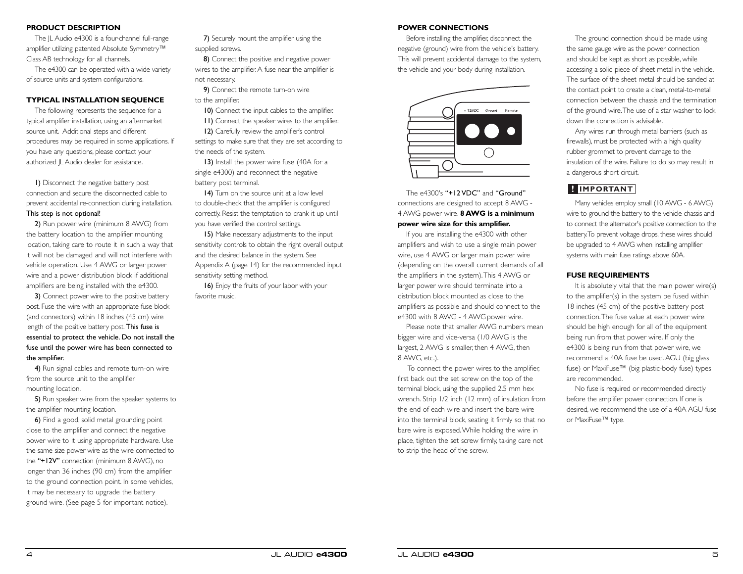## PRODUCT DESCRIPTION

The JL Audio e4300 is a four-channel full-range amplifier utilizing patented Absolute Symmetry™ Class AB technology for all channels.

The e4300 can be operated with a wide variety of source units and system configurations.

## TYPICAL INSTALLATION SEQUENCE

The following represents the sequence for a typical amplifier installation, using an aftermarket source unit. Additional steps and different procedures may be required in some applications. If you have any questions, please contact your authorized JL Audio dealer for assistance.

**1)** Disconnect the negative battery post connection and secure the disconnected cable to prevent accidental re-connection during installation. **This step is not optional!**

**2)** Run power wire (minimum 8 AWG) from the battery location to the amplifier mounting location, taking care to route it in such a way that it will not be damaged and will not interfere with vehicle operation. Use 4 AWG or larger power wire and a power distribution block if additional amplifiers are being installed with the e4300.

**3)** Connect power wire to the positive battery post. Fuse the wire with an appropriate fuse block (and connectors) within 18 inches (45 cm) wire length of the positive battery post. **This fuse is essential to protect the vehicle. Do not install the fuse until the power wire has been connected to the amplifier.**

**4)** Run signal cables and remote turn-on wire from the source unit to the amplifier mounting location.

**5)** Run speaker wire from the speaker systems to the amplifier mounting location.

**6)** Find a good, solid metal grounding point close to the amplifier and connect the negative power wire to it using appropriate hardware. Use the same size power wire as the wire connected to the "+12V" connection (minimum 8 AWG), no longer than 36 inches (90 cm) from the amplifier to the ground connection point. In some vehicles, it may be necessary to upgrade the battery ground wire. (See page 5 for important notice).

**7)** Securely mount the amplifier using the supplied screws.

**8)** Connect the positive and negative power wires to the amplifier. A fuse near the amplifier is not necessary.

**9)** Connect the remote turn-on wire to the amplifier.

**10)** Connect the input cables to the amplifier.

**11)** Connect the speaker wires to the amplifier.

**12)** Carefully review the amplifier's control settings to make sure that they are set according to the needs of the system.

**13)** Install the power wire fuse (40A for a single e4300) and reconnect the negative battery post terminal.

**14)** Turn on the source unit at a low level to double-check that the amplifier is configured correctly. Resist the temptation to crank it up until you have verified the control settings.

**15)** Make necessary adjustments to the input sensitivity controls to obtain the right overall output and the desired balance in the system. See Appendix A (page 14) for the recommended input sensitivity setting method.

**16)** Enjoy the fruits of your labor with your favorite music.

## POWER CONNECTIONS

Before installing the amplifier, disconnect the negative (ground) wire from the vehicle's battery. This will prevent accidental damage to the system, the vehicle and your body during installation.

+12VDC Ground Remote

The e4300's "+12 VDC" and "Ground" connections are designed to accept 8 AWG - 4 AWG power wire. **8 AWG is a minimum power wire size for this amplifier.**

If you are installing the e4300 with other amplifiers and wish to use a single main power wire, use 4 AWG or larger main power wire (depending on the overall current demands of all the amplifiers in the system). This 4 AWG or larger power wire should terminate into a distribution block mounted as close to the amplifiers as possible and should connect to the e4300 with 8 AWG - 4 AWG power wire.

Please note that smaller AWG numbers mean bigger wire and vice-versa (1/0 AWG is the largest, 2 AWG is smaller, then 4 AWG, then 8 AWG, etc.).

To connect the power wires to the amplifier, first back out the set screw on the top of the terminal block, using the supplied 2.5 mm hex wrench. Strip 1/2 inch (12 mm) of insulation from the end of each wire and insert the bare wire into the terminal block, seating it firmly so that no bare wire is exposed. While holding the wire in place, tighten the set screw firmly, taking care not to strip the head of the screw.

The ground connection should be made using the same gauge wire as the power connection and should be kept as short as possible, while accessing a solid piece of sheet metal in the vehicle. The surface of the sheet metal should be sanded at the contact point to create a clean, metal-to-metal connection between the chassis and the termination of the ground wire. The use of a star washer to lock down the connection is advisable.

Any wires run through metal barriers (such as firewalls), must be protected with a high quality rubber grommet to prevent damage to the insulation of the wire. Failure to do so may result in a dangerous short circuit.

### ! IMPORTANT

Many vehicles employ small (10 AWG - 6 AWG) wire to ground the battery to the vehicle chassis and to connect the alternator's positive connection to the battery. To prevent voltage drops, these wires should be upgraded to 4 AWG when installing amplifier systems with main fuse ratings above 60A.

## FUSE REQUIREMENTS

It is absolutely vital that the main power wire(s) to the amplifier(s) in the system be fused within 18 inches (45 cm) of the positive battery post connection. The fuse value at each power wire should be high enough for all of the equipment being run from that power wire. If only the e4300 is being run from that power wire, we recommend a 40A fuse be used. AGU (big glass fuse) or MaxiFuse™ (big plastic-body fuse) types are recommended.

No fuse is required or recommended directly before the amplifier power connection. If one is desired, we recommend the use of a 40A AGU fuse or MaxiFuse™ type.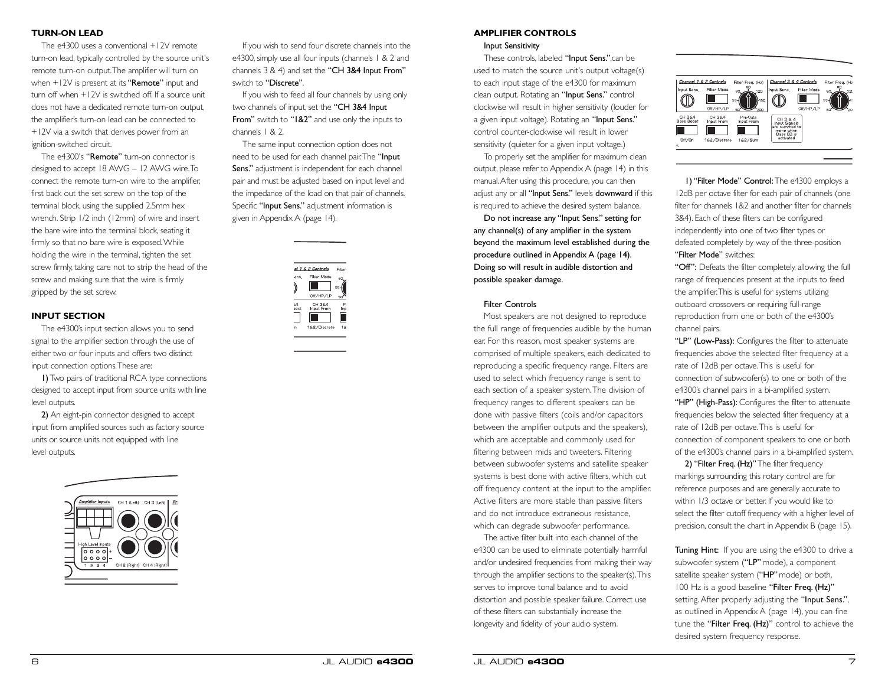## TURN-ON LEAD

The e4300 uses a conventional +12V remote turn-on lead, typically controlled by the source unit's remote turn-on output. The amplifier will turn on when +12V is present at its "**Remote**" input and turn off when +12V is switched off. If a source unit does not have a dedicated remote turn-on output, the amplifier's turn-on lead can be connected to +12V via a switch that derives power from an ignition-switched circuit.

The e4300's "**Remote**" turn-on connector is designed to accept 18 AWG – 12 AWG wire. To connect the remote turn-on wire to the amplifier, first back out the set screw on the top of the terminal block, using the supplied 2.5mm hex wrench. Strip 1/2 inch (12mm) of wire and insert the bare wire into the terminal block, seating it firmly so that no bare wire is exposed. While holding the wire in the terminal, tighten the set screw firmly, taking care not to strip the head of the screw and making sure that the wire is firmly gripped by the set screw.

## INPUT SECTION

The e4300's input section allows you to send signal to the amplifier section through the use of either two or four inputs and offers two distinct input connection options. These are:

**1)** Two pairs of traditional RCA type connections designed to accept input from source units with line level outputs.

**2)** An eight-pin connector designed to accept input from amplified sources such as factory source units or source units not equipped with line level outputs.

If you wish to send four discrete channels into the e4300, simply use all four inputs (channels 1 & 2 and channels 3 & 4) and set the "**CH 3&4 Input From**" switch to "**Discrete**".

If you wish to feed all four channels by using only two channels of input, set the "**CH 3&4 Input From**" switch to "**1&2**" and use only the inputs to channels 1 & 2.

The same input connection option does not need to be used for each channel pair. The "**Input Sens.**" adjustment is independent for each channel pair and must be adjusted based on input level and the impedance of the load on that pair of channels. Specific "**Input Sens.**" adjustment information is given in Appendix A (page 14).

## AMPLIFIER CONTROLS

### Input Sensitivity

These controls, labeled "**Input Sens.**", can be used to match the source unit's output voltage(s) to each input stage of the e4300 for maximum clean output. Rotating an "**Input Sens.**" control clockwise will result in higher sensitivity (louder for a given input voltage). Rotating an "**Input Sens.**" control counter-clockwise will result in lower sensitivity (quieter for a given input voltage.)

To properly set the amplifier for maximum clean output, please refer to Appendix A (page 14) in this manual. After using this procedure, you can then adjust any or all "**Input Sens.**" levels **downward** if this is required to achieve the desired system balance.

**Do not increase any "Input Sens." setting for any channel(s) of any amplifier in the system beyond the maximum level established during the procedure outlined in Appendix A (page 14). Doing so will result in audible distortion and possible speaker damage.**

### Filter Controls

Most speakers are not designed to reproduce the full range of frequencies audible by the human ear. For this reason, most speaker systems are comprised of multiple speakers, each dedicated to reproducing a specific frequency range. Filters are used to select which frequency range is sent to each section of a speaker system. The division of frequency ranges to different speakers can be done with passive filters (coils and/or capacitors between the amplifier outputs and the speakers), which are acceptable and commonly used for filtering between mids and tweeters. Filtering between subwoofer systems and satellite speaker systems is best done with active filters, which cut off frequency content at the input to the amplifier. Active filters are more stable than passive filters and do not introduce extraneous resistance, which can degrade subwoofer performance.

The active filter built into each channel of the e4300 can be used to eliminate potentially harmful and/or undesired frequencies from making their way through the amplifier sections to the speaker(s). This serves to improve tonal balance and to avoid distortion and possible speaker failure. Correct use of these filters can substantially increase the longevity and fidelity of your audio system.

**1) "Filter Mode" Control:** The e4300 employs a 12dB per octave filter for each pair of channels (one filter for channels 1&2 and another filter for channels 3&4). Each of these filters can be configured independently into one of two filter types or defeated completely by way of the three-position "**Filter Mode**" switches:

"**Off**": Defeats the filter completely, allowing the full range of frequencies present at the inputs to feed the amplifier. This is useful for systems utilizing outboard crossovers or requiring full-range reproduction from one or both of the e4300's channel pairs.

"**LP**" **(Low-Pass):** Configures the filter to attenuate frequencies above the selected filter frequency at a rate of 12dB per octave. This is useful for connection of subwoofer(s) to one or both of the e4300's channel pairs in a bi-amplified system.

"**HP**" **(High-Pass):** Configures the filter to attenuate frequencies below the selected filter frequency at a rate of 12dB per octave. This is useful for connection of component speakers to one or both of the e4300's channel pairs in a bi-amplified system.

**2) "Filter Freq. (Hz)"** The filter frequency markings surrounding this rotary control are for reference purposes and are generally accurate to within 1/3 octave or better. If you would like to select the filter cutoff frequency with a higher level of precision, consult the chart in Appendix B (page 15).

**Tuning Hint:** If you are using the e4300 to drive a subwoofer system ("**LP**" mode), a component satellite speaker system ("**HP**" mode) or both, 100 Hz is a good baseline "**Filter Freq. (Hz)**" setting. After properly adjusting the "**Input Sens.**", as outlined in Appendix A (page 14), you can fine tune the "**Filter Freq. (Hz)**" control to achieve the desired system frequency response.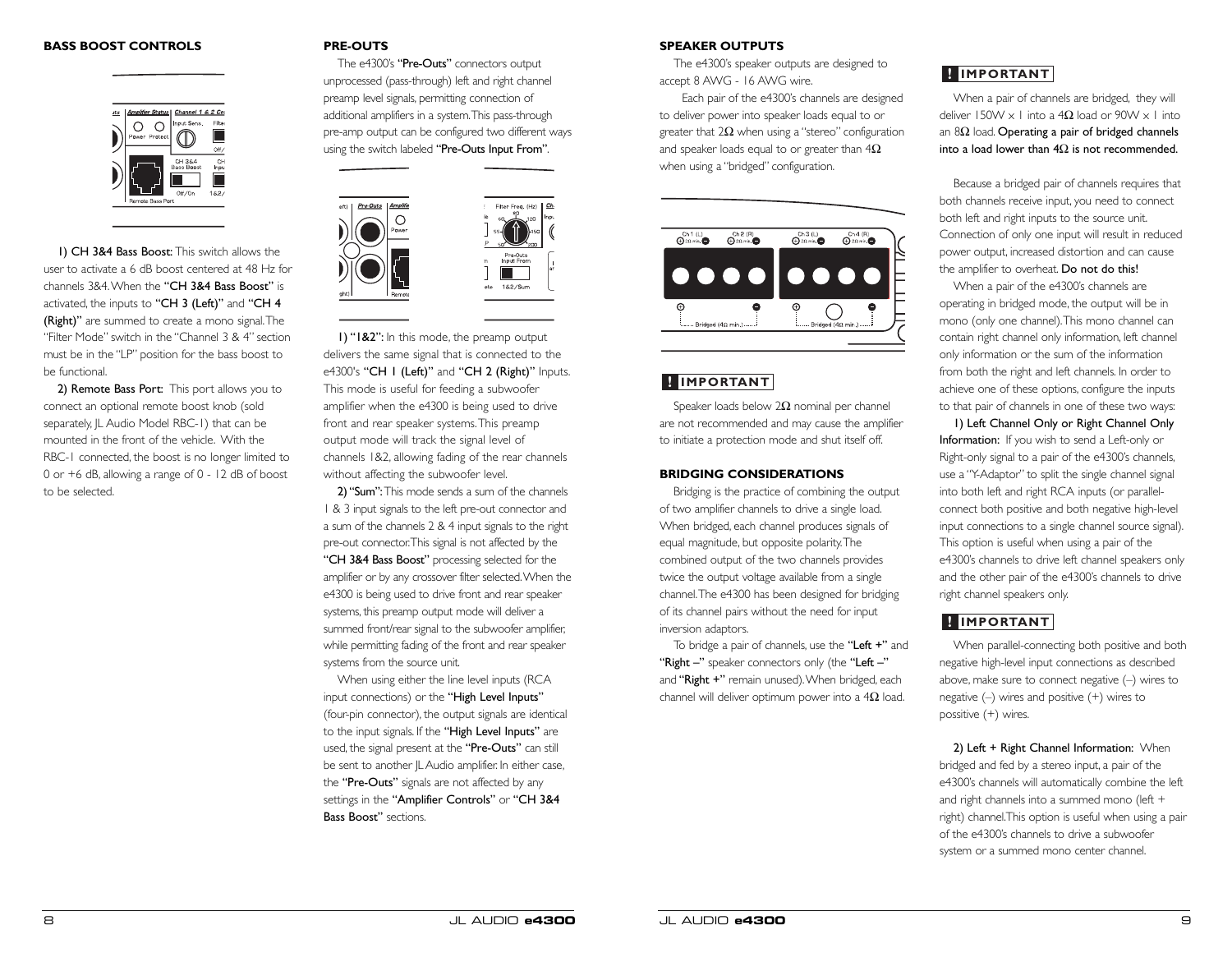## BASS BOOST CONTROLS

1) **CH 3&4 Bass Boost:** This switch allows the user to activate a 6 dB boost centered at 48 Hz for channels 3&4. When the "**CH 3&4 Bass Boost**" is activated, the inputs to "**CH 3 (Left)**" and "**CH 4 (Right)**" are summed to create a mono signal. The "Filter Mode" switch in the "Channel 3 & 4" section must be in the "LP" position for the bass boost to be functional.

2) **Remote Bass Port:** This port allows you to connect an optional remote boost knob (sold separately, JL Audio Model RBC-1) that can be mounted in the front of the vehicle. With the RBC-1 connected, the boost is no longer limited to 0 or +6 dB, allowing a range of 0 - 12 dB of boost to be selected.

## PRE-OUTS

The e4300's "**Pre-Outs**" connectors output unprocessed (pass-through) left and right channel preamp level signals, permitting connection of additional amplifiers in a system. This pass-through pre-amp output can be configured two different ways using the switch labeled "**Pre-Outs Input From**".

1) "**1&2**": In this mode, the preamp output delivers the same signal that is connected to the e4300's "**CH 1 (Left)**" and "**CH 2 (Right)**" Inputs. This mode is useful for feeding a subwoofer amplifier when the e4300 is being used to drive front and rear speaker systems. This preamp output mode will track the signal level of channels 1&2, allowing fading of the rear channels without affecting the subwoofer level.

2) "**Sum**": This mode sends a sum of the channels 1 & 3 input signals to the left pre-out connector and a sum of the channels 2 & 4 input signals to the right pre-out connector. This signal is not affected by the "**CH 3&4 Bass Boost**" processing selected for the amplifier or by any crossover filter selected. When the e4300 is being used to drive front and rear speaker systems, this preamp output mode will deliver a summed front/rear signal to the subwoofer amplifier, while permitting fading of the front and rear speaker systems from the source unit.

When using either the line level inputs (RCA input connections) or the "**High Level Inputs**" (four-pin connector), the output signals are identical to the input signals. If the "**High Level Inputs**" are used, the signal present at the "**Pre-Outs**" can still be sent to another JL Audio amplifier. In either case, the "**Pre-Outs**" signals are not affected by any settings in the "**Amplifier Controls**" or "**CH 3&4 Bass Boost**" sections.

## SPEAKER OUTPUTS

The e4300's speaker outputs are designed to accept 8 AWG - 16 AWG wire.

Each pair of the e4300's channels are designed to deliver power into speaker loads equal to or greater that 2Ω when using a "stereo" configuration and speaker loads equal to or greater than 4Ω when using a "bridged" configuration.

**! IMPORTANT**

Speaker loads below 2Ω nominal per channel are not recommended and may cause the amplifier to initiate a protection mode and shut itself off.

## BRIDGING CONSIDERATIONS

Bridging is the practice of combining the output of two amplifier channels to drive a single load. When bridged, each channel produces signals of equal magnitude, but opposite polarity. The combined output of the two channels provides twice the output voltage available from a single channel. The e4300 has been designed for bridging of its channel pairs without the need for input inversion adaptors.

To bridge a pair of channels, use the "**Left +**" and "**Right –**" speaker connectors only (the "**Left –**" and "**Right +**" remain unused). When bridged, each channel will deliver optimum power into a 4Ω load.

**! IMPORTANT**

When a pair of channels are bridged, they will deliver 150W x 1 into a 4Ω load or 90W x 1 into an 8Ω load. **Operating a pair of bridged channels into a load lower than 4Ω is not recommended.**

Because a bridged pair of channels requires that both channels receive input, you need to connect both left and right inputs to the source unit. Connection of only one input will result in reduced power output, increased distortion and can cause the amplifier to overheat. **Do not do this!**

When a pair of the e4300's channels are operating in bridged mode, the output will be in mono (only one channel). This mono channel can contain right channel only information, left channel only information or the sum of the information from both the right and left channels. In order to achieve one of these options, configure the inputs to that pair of channels in one of these two ways:

1) **Left Channel Only or Right Channel Only Information:** If you wish to send a Left-only or Right-only signal to a pair of the e4300's channels, use a "Y-Adaptor" to split the single channel signal into both left and right RCA inputs (or parallel-connect both positive and both negative high-level input connections to a single channel source signal). This option is useful when using a pair of the e4300's channels to drive left channel speakers only and the other pair of the e4300's channels to drive right channel speakers only.

**! IMPORTANT**

When parallel-connecting both positive and both negative high-level input connections as described above, make sure to connect negative (–) wires to negative (–) wires and positive (+) wires to positive (+) wires.

2) **Left + Right Channel Information:** When bridged and fed by a stereo input, a pair of the e4300's channels will automatically combine the left and right channels into a summed mono (left + right) channel. This option is useful when using a pair of the e4300's channels to drive a subwoofer system or a summed mono center channel.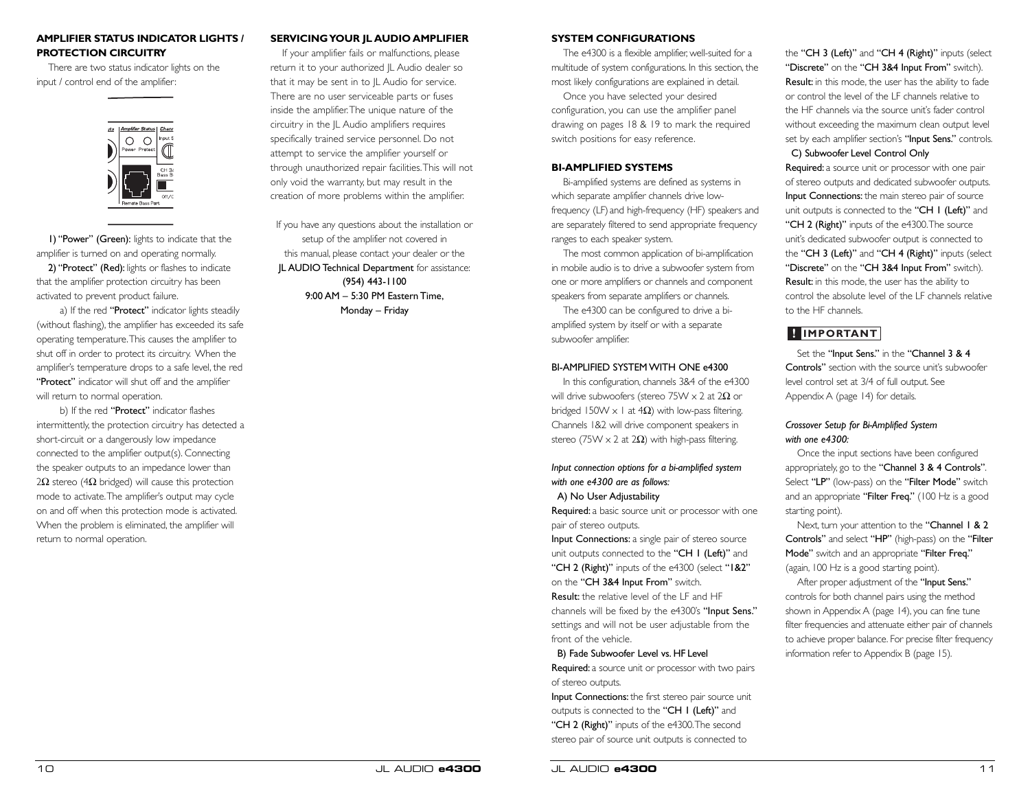## AMPLIFIER STATUS INDICATOR LIGHTS / PROTECTION CIRCUITRY

There are two status indicator lights on the input / control end of the amplifier:

1) **"Power" (Green):** lights to indicate that the amplifier is turned on and operating normally.

2) **"Protect" (Red):** lights or flashes to indicate that the amplifier protection circuitry has been activated to prevent product failure.

a) If the red **"Protect"** indicator lights steadily (without flashing), the amplifier has exceeded its safe operating temperature. This causes the amplifier to shut off in order to protect its circuitry. When the amplifier's temperature drops to a safe level, the red **"Protect"** indicator will shut off and the amplifier will return to normal operation.

b) If the red **"Protect"** indicator flashes intermittently, the protection circuitry has detected a short-circuit or a dangerously low impedance connected to the amplifier output(s). Connecting the speaker outputs to an impedance lower than 2Ω stereo (4Ω bridged) will cause this protection mode to activate. The amplifier's output may cycle on and off when this protection mode is activated. When the problem is eliminated, the amplifier will return to normal operation.

## SERVICING YOUR JL AUDIO AMPLIFIER

If your amplifier fails or malfunctions, please return it to your authorized JL Audio dealer so that it may be sent in to JL Audio for service. There are no user serviceable parts or fuses inside the amplifier. The unique nature of the circuitry in the JL Audio amplifiers requires specifically trained service personnel. Do not attempt to service the amplifier yourself or through unauthorized repair facilities. This will not only void the warranty, but may result in the creation of more problems within the amplifier.

If you have any questions about the installation or setup of the amplifier not covered in this manual, please contact your dealer or the **JL AUDIO Technical Department** for assistance:
**(954) 443-1100**
**9:00 AM – 5:30 PM Eastern Time,**
**Monday – Friday**

## SYSTEM CONFIGURATIONS

The e4300 is a flexible amplifier, well-suited for a multitude of system configurations. In this section, the most likely configurations are explained in detail.

Once you have selected your desired configuration, you can use the amplifier panel drawing on pages 18 & 19 to mark the required switch positions for easy reference.

## BI-AMPLIFIED SYSTEMS

Bi-amplified systems are defined as systems in which separate amplifier channels drive low-frequency (LF) and high-frequency (HF) speakers and are separately filtered to send appropriate frequency ranges to each speaker system.

The most common application of bi-amplification in mobile audio is to drive a subwoofer system from one or more amplifiers or channels and component speakers from separate amplifiers or channels.

The e4300 can be configured to drive a bi-amplified system by itself or with a separate subwoofer amplifier.

### BI-AMPLIFIED SYSTEM WITH ONE e4300

In this configuration, channels 3&4 of the e4300 will drive subwoofers (stereo 75W x 2 at 2Ω or bridged 150W x 1 at 4Ω) with low-pass filtering. Channels 1&2 will drive component speakers in stereo (75W x 2 at 2Ω) with high-pass filtering.

*Input connection options for a bi-amplified system with one e4300 are as follows:*

A) No User Adjustability

**Required:** a basic source unit or processor with one pair of stereo outputs.

**Input Connections:** a single pair of stereo source unit outputs connected to the **"CH 1 (Left)"** and **"CH 2 (Right)"** inputs of the e4300 (select **"1&2"** on the **"CH 3&4 Input From"** switch.

**Result:** the relative level of the LF and HF channels will be fixed by the e4300's **"Input Sens."** settings and will not be user adjustable from the front of the vehicle.

B) Fade Subwoofer Level vs. HF Level

**Required:** a source unit or processor with two pairs of stereo outputs.

**Input Connections:** the first stereo pair source unit outputs is connected to the **"CH 1 (Left)"** and **"CH 2 (Right)"** inputs of the e4300. The second stereo pair of source unit outputs is connected to the **"CH 3 (Left)"** and **"CH 4 (Right)"** inputs (select **"Discrete"** on the **"CH 3&4 Input From"** switch).

**Result:** in this mode, the user has the ability to fade or control the level of the LF channels relative to the HF channels via the source unit's fader control without exceeding the maximum clean output level set by each amplifier section's **"Input Sens."** controls.

C) Subwoofer Level Control Only

**Required:** a source unit or processor with one pair of stereo outputs and dedicated subwoofer outputs.

**Input Connections:** the main stereo pair of source unit outputs is connected to the **"CH 1 (Left)"** and **"CH 2 (Right)"** inputs of the e4300. The source unit's dedicated subwoofer output is connected to the **"CH 3 (Left)"** and **"CH 4 (Right)"** inputs (select **"Discrete"** on the **"CH 3&4 Input From"** switch).

**Result:** in this mode, the user has the ability to control the absolute level of the LF channels relative to the HF channels.

**! IMPORTANT**

Set the **"Input Sens."** in the **"Channel 3 & 4 Controls"** section with the source unit's subwoofer level control set at 3/4 of full output. See Appendix A (page 14) for details.

*Crossover Setup for Bi-Amplified System with one e4300:*

Once the input sections have been configured appropriately, go to the **"Channel 3 & 4 Controls"**. Select **"LP"** (low-pass) on the **"Filter Mode"** switch and an appropriate **"Filter Freq."** (100 Hz is a good starting point).

Next, turn your attention to the **"Channel 1 & 2 Controls"** and select **"HP"** (high-pass) on the **"Filter Mode"** switch and an appropriate **"Filter Freq."** (again, 100 Hz is a good starting point).

After proper adjustment of the **"Input Sens."** controls for both channel pairs using the method shown in Appendix A (page 14), you can fine tune filter frequencies and attenuate either pair of channels to achieve proper balance. For precise filter frequency information refer to Appendix B (page 15).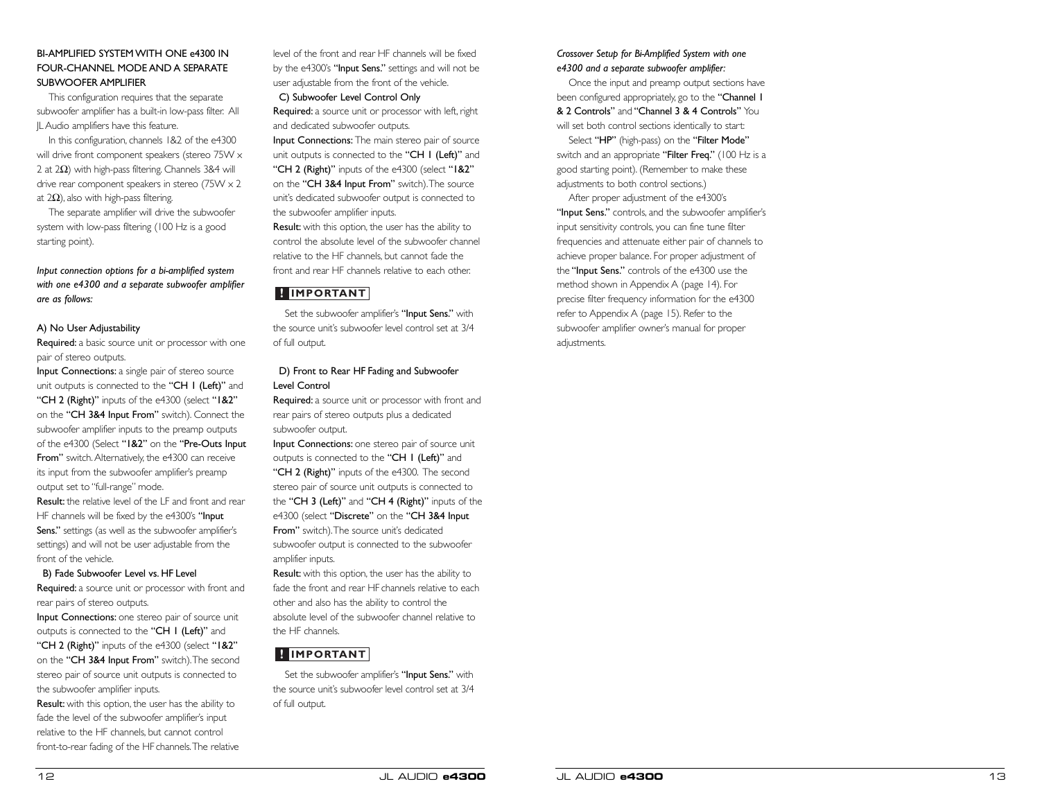## BI-AMPLIFIED SYSTEM WITH ONE e4300 IN FOUR-CHANNEL MODE AND A SEPARATE SUBWOOFER AMPLIFIER

This configuration requires that the separate subwoofer amplifier has a built-in low-pass filter. All JL Audio amplifiers have this feature.

In this configuration, channels 1&2 of the e4300 will drive front component speakers (stereo 75W x 2 at 2Ω) with high-pass filtering. Channels 3&4 will drive rear component speakers in stereo (75W x 2 at 2Ω), also with high-pass filtering.

The separate amplifier will drive the subwoofer system with low-pass filtering (100 Hz is a good starting point).

*Input connection options for a bi-amplified system with one e4300 and a separate subwoofer amplifier are as follows:*

### A) No User Adjustability

**Required:** a basic source unit or processor with one pair of stereo outputs.

**Input Connections:** a single pair of stereo source unit outputs is connected to the "**CH 1 (Left)**" and "**CH 2 (Right)**" inputs of the e4300 (select "**1&2**" on the "**CH 3&4 Input From**" switch). Connect the subwoofer amplifier inputs to the preamp outputs of the e4300 (Select "**1&2**" on the "**Pre-Outs Input From**" switch. Alternatively, the e4300 can receive its input from the subwoofer amplifier's preamp output set to "full-range" mode.

**Result:** the relative level of the LF and front and rear HF channels will be fixed by the e4300's "**Input Sens.**" settings (as well as the subwoofer amplifier's settings) and will not be user adjustable from the front of the vehicle.

### B) Fade Subwoofer Level vs. HF Level

**Required:** a source unit or processor with front and rear pairs of stereo outputs.

**Input Connections:** one stereo pair of source unit outputs is connected to the "**CH 1 (Left)**" and "**CH 2 (Right)**" inputs of the e4300 (select "**1&2**" on the "**CH 3&4 Input From**" switch). The second stereo pair of source unit outputs is connected to the subwoofer amplifier inputs.

**Result:** with this option, the user has the ability to fade the level of the subwoofer amplifier's input relative to the HF channels, but cannot control front-to-rear fading of the HF channels. The relative level of the front and rear HF channels will be fixed by the e4300's "**Input Sens.**" settings and will not be user adjustable from the front of the vehicle.

### C) Subwoofer Level Control Only

**Required:** a source unit or processor with left, right and dedicated subwoofer outputs.

**Input Connections:** The main stereo pair of source unit outputs is connected to the "**CH 1 (Left)**" and "**CH 2 (Right)**" inputs of the e4300 (select "**1&2**" on the "**CH 3&4 Input From**" switch). The source unit's dedicated subwoofer output is connected to the subwoofer amplifier inputs.

**Result:** with this option, the user has the ability to control the absolute level of the subwoofer channel relative to the HF channels, but cannot fade the front and rear HF channels relative to each other.

**! IMPORTANT**

Set the subwoofer amplifier's "**Input Sens.**" with the source unit's subwoofer level control set at 3/4 of full output.

### D) Front to Rear HF Fading and Subwoofer Level Control

**Required:** a source unit or processor with front and rear pairs of stereo outputs plus a dedicated subwoofer output.

**Input Connections:** one stereo pair of source unit outputs is connected to the "**CH 1 (Left)**" and "**CH 2 (Right)**" inputs of the e4300. The second stereo pair of source unit outputs is connected to the "**CH 3 (Left)**" and "**CH 4 (Right)**" inputs of the e4300 (select "**Discrete**" on the "**CH 3&4 Input From**" switch). The source unit's dedicated subwoofer output is connected to the subwoofer amplifier inputs.

**Result:** with this option, the user has the ability to fade the front and rear HF channels relative to each other and also has the ability to control the absolute level of the subwoofer channel relative to the HF channels.

**! IMPORTANT**

Set the subwoofer amplifier's "**Input Sens.**" with the source unit's subwoofer level control set at 3/4 of full output.

*Crossover Setup for Bi-Amplified System with one e4300 and a separate subwoofer amplifier:*

Once the input and preamp output sections have been configured appropriately, go to the "**Channel 1 & 2 Controls**" and "**Channel 3 & 4 Controls**" You will set both control sections identically to start:

Select "**HP**" (high-pass) on the "**Filter Mode**" switch and an appropriate "**Filter Freq.**" (100 Hz is a good starting point). (Remember to make these adjustments to both control sections.)

After proper adjustment of the e4300's "**Input Sens.**" controls, and the subwoofer amplifier's input sensitivity controls, you can fine tune filter frequencies and attenuate either pair of channels to achieve proper balance. For proper adjustment of the "**Input Sens.**" controls of the e4300 use the method shown in Appendix A (page 14). For precise filter frequency information for the e4300 refer to Appendix A (page 15). Refer to the subwoofer amplifier owner's manual for proper adjustments.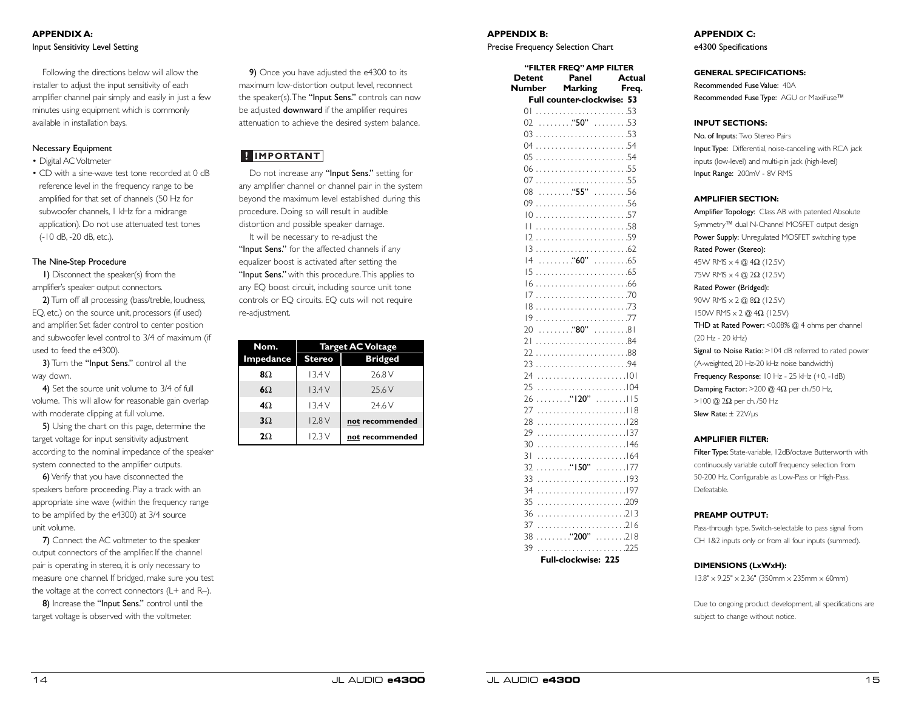## APPENDIX A:
Input Sensitivity Level Setting

Following the directions below will allow the installer to adjust the input sensitivity of each amplifier channel pair simply and easily in just a few minutes using equipment which is commonly available in installation bays.

### Necessary Equipment

- Digital AC Voltmeter
- CD with a sine-wave test tone recorded at 0 dB reference level in the frequency range to be amplified for that set of channels (50 Hz for subwoofer channels, 1 kHz for a midrange application). Do not use attenuated test tones (-10 dB, -20 dB, etc.).

### The Nine-Step Procedure

**1)** Disconnect the speaker(s) from the amplifier's speaker output connectors.

**2)** Turn off all processing (bass/treble, loudness, EQ, etc.) on the source unit, processors (if used) and amplifier. Set fader control to center position and subwoofer level control to 3/4 of maximum (if used to feed the e4300).

**3)** Turn the **"Input Sens."** control all the way down.

**4)** Set the source unit volume to 3/4 of full volume. This will allow for reasonable gain overlap with moderate clipping at full volume.

**5)** Using the chart on this page, determine the target voltage for input sensitivity adjustment according to the nominal impedance of the speaker system connected to the amplifier outputs.

**6)** Verify that you have disconnected the speakers before proceeding. Play a track with an appropriate sine wave (within the frequency range to be amplified by the e4300) at 3/4 source unit volume.

**7)** Connect the AC voltmeter to the speaker output connectors of the amplifier. If the channel pair is operating in stereo, it is only necessary to measure one channel. If bridged, make sure you test the voltage at the correct connectors (L+ and R–).

**8)** Increase the **"Input Sens."** control until the target voltage is observed with the voltmeter.

**9)** Once you have adjusted the e4300 to its maximum low-distortion output level, reconnect the speaker(s). The **"Input Sens."** controls can now be adjusted **downward** if the amplifier requires attenuation to achieve the desired system balance.

**! IMPORTANT**

Do not increase any **"Input Sens."** setting for any amplifier channel or channel pair in the system beyond the maximum level established during this procedure. Doing so will result in audible distortion and possible speaker damage.

It will be necessary to re-adjust the **"Input Sens."** for the affected channels if any equalizer boost is activated after setting the **"Input Sens."** with this procedure. This applies to any EQ boost circuit, including source unit tone controls or EQ circuits. EQ cuts will not require re-adjustment.

| Nom. | Target AC Voltage | |
|---|---|---|
| Impedance | Stereo | Bridged |
| **8Ω** | 13.4 V | 26.8 V |
| **6Ω** | 13.4 V | 25.6 V |
| **4Ω** | 13.4 V | 24.6 V |
| **3Ω** | 12.8 V | **not recommended** |
| **2Ω** | 12.3 V | **not recommended** |

## APPENDIX B:
Precise Frequency Selection Chart

| Detent Number | "FILTER FREQ" Panel Marking | AMP FILTER Actual Freq. |
|---|---|---|
| Full counter-clockwise: | | 53 |
| 01 | | 53 |
| 02 | "50" | 53 |
| 03 | | 53 |
| 04 | | 54 |
| 05 | | 54 |
| 06 | | 55 |
| 07 | | 55 |
| 08 | "55" | 56 |
| 09 | | 56 |
| 10 | | 57 |
| 11 | | 58 |
| 12 | | 59 |
| 13 | | 62 |
| 14 | "60" | 65 |
| 15 | | 65 |
| 16 | | 66 |
| 17 | | 70 |
| 18 | | 73 |
| 19 | | 77 |
| 20 | "80" | 81 |
| 21 | | 84 |
| 22 | | 88 |
| 23 | | 94 |
| 24 | | 101 |
| 25 | | 104 |
| 26 | "120" | 115 |
| 27 | | 118 |
| 28 | | 128 |
| 29 | | 137 |
| 30 | | 146 |
| 31 | | 164 |
| 32 | "150" | 177 |
| 33 | | 193 |
| 34 | | 197 |
| 35 | | 209 |
| 36 | | 213 |
| 37 | | 216 |
| 38 | "200" | 218 |
| 39 | | 225 |
| Full-clockwise: | | 225 |

## APPENDIX C:
e4300 Specifications

### GENERAL SPECIFICATIONS:

Recommended Fuse Value: 40A
Recommended Fuse Type: AGU or MaxiFuse™

### INPUT SECTIONS:

No. of Inputs: Two Stereo Pairs
Input Type: Differential, noise-cancelling with RCA jack inputs (low-level) and multi-pin jack (high-level)
Input Range: 200mV - 8V RMS

### AMPLIFIER SECTION:

Amplifier Topology: Class AB with patented Absolute Symmetry™ dual N-Channel MOSFET output design
Power Supply: Unregulated MOSFET switching type
Rated Power (Stereo):
45W RMS x 4 @ 4Ω (12.5V)
75W RMS x 4 @ 2Ω (12.5V)
Rated Power (Bridged):
90W RMS x 2 @ 8Ω (12.5V)
150W RMS x 2 @ 4Ω (12.5V)
THD at Rated Power: <0.08% @ 4 ohms per channel (20 Hz - 20 kHz)
Signal to Noise Ratio: >104 dB referred to rated power (A-weighted, 20 Hz-20 kHz noise bandwidth)
Frequency Response: 10 Hz - 25 kHz (+0, -1dB)
Damping Factor: >200 @ 4Ω per ch./50 Hz, >100 @ 2Ω per ch. /50 Hz
Slew Rate: ± 22V/μs

### AMPLIFIER FILTER:

Filter Type: State-variable, 12dB/octave Butterworth with continuously variable cutoff frequency selection from 50-200 Hz. Configurable as Low-Pass or High-Pass. Defeatable.

### PREAMP OUTPUT:

Pass-through type. Switch-selectable to pass signal from CH 1&2 inputs only or from all four inputs (summed).

### DIMENSIONS (LxWxH):

13.8" x 9.25" x 2.36" (350mm x 235mm x 60mm)

Due to ongoing product development, all specifications are subject to change without notice.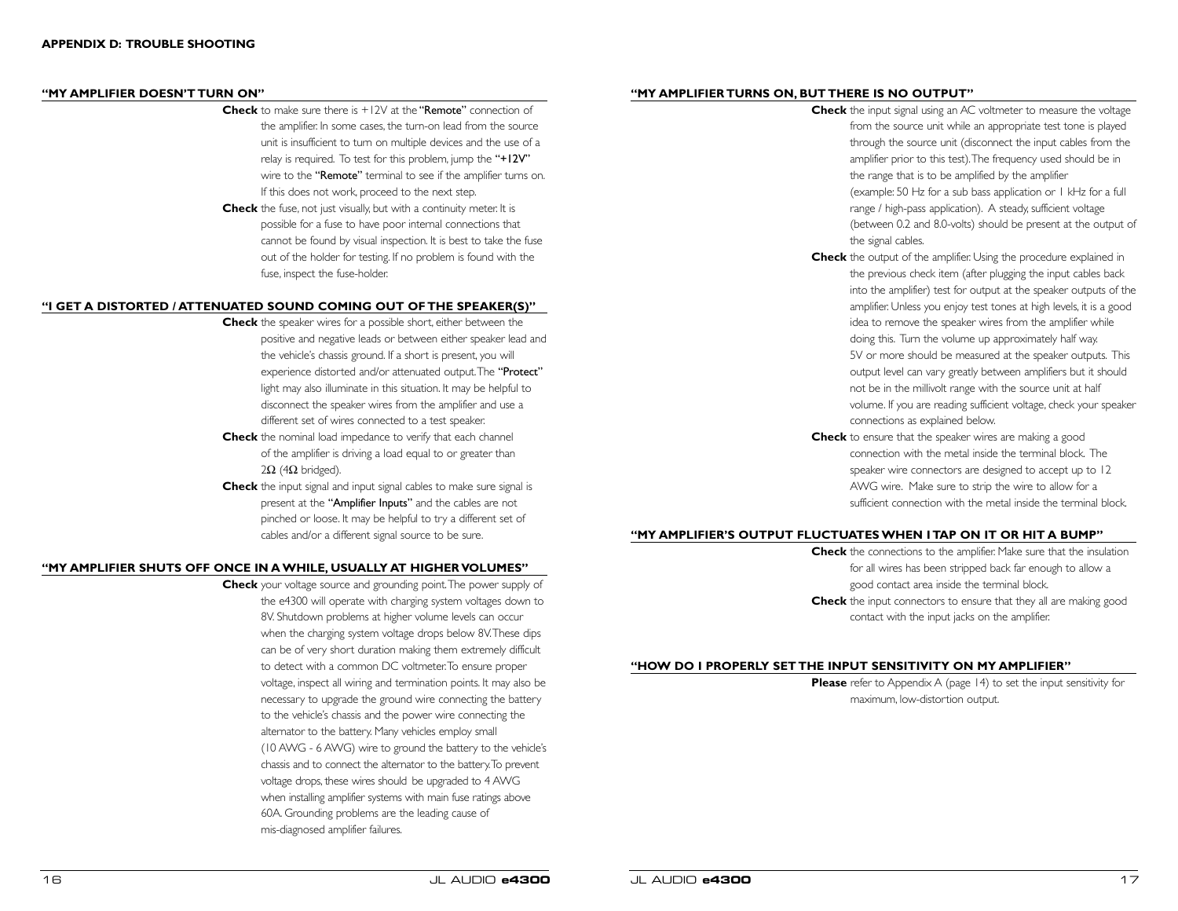## APPENDIX D: TROUBLE SHOOTING

### "MY AMPLIFIER DOESN'T TURN ON"

**Check** to make sure there is +12V at the "**Remote**" connection of the amplifier. In some cases, the turn-on lead from the source unit is insufficient to turn on multiple devices and the use of a relay is required. To test for this problem, jump the "**+12V**" wire to the "**Remote**" terminal to see if the amplifier turns on. If this does not work, proceed to the next step.

**Check** the fuse, not just visually, but with a continuity meter. It is possible for a fuse to have poor internal connections that cannot be found by visual inspection. It is best to take the fuse out of the holder for testing. If no problem is found with the fuse, inspect the fuse-holder.

### "I GET A DISTORTED / ATTENUATED SOUND COMING OUT OF THE SPEAKER(S)"

**Check** the speaker wires for a possible short, either between the positive and negative leads or between either speaker lead and the vehicle's chassis ground. If a short is present, you will experience distorted and/or attenuated output. The "**Protect**" light may also illuminate in this situation. It may be helpful to disconnect the speaker wires from the amplifier and use a different set of wires connected to a test speaker.

**Check** the nominal load impedance to verify that each channel of the amplifier is driving a load equal to or greater than 2Ω (4Ω bridged).

**Check** the input signal and input signal cables to make sure signal is present at the "**Amplifier Inputs**" and the cables are not pinched or loose. It may be helpful to try a different set of cables and/or a different signal source to be sure.

### "MY AMPLIFIER SHUTS OFF ONCE IN A WHILE, USUALLY AT HIGHER VOLUMES"

**Check** your voltage source and grounding point. The power supply of the e4300 will operate with charging system voltages down to 8V. Shutdown problems at higher volume levels can occur when the charging system voltage drops below 8V. These dips can be of very short duration making them extremely difficult to detect with a common DC voltmeter. To ensure proper voltage, inspect all wiring and termination points. It may also be necessary to upgrade the ground wire connecting the battery to the vehicle's chassis and the power wire connecting the alternator to the battery. Many vehicles employ small (10 AWG - 6 AWG) wire to ground the battery to the vehicle's chassis and to connect the alternator to the battery. To prevent voltage drops, these wires should be upgraded to 4 AWG when installing amplifier systems with main fuse ratings above 60A. Grounding problems are the leading cause of mis-diagnosed amplifier failures.

### "MY AMPLIFIER TURNS ON, BUT THERE IS NO OUTPUT"

**Check** the input signal using an AC voltmeter to measure the voltage from the source unit while an appropriate test tone is played through the source unit (disconnect the input cables from the amplifier prior to this test). The frequency used should be in the range that is to be amplified by the amplifier (example: 50 Hz for a sub bass application or 1 kHz for a full range / high-pass application). A steady, sufficient voltage (between 0.2 and 8.0-volts) should be present at the output of the signal cables.

**Check** the output of the amplifier. Using the procedure explained in the previous check item (after plugging the input cables back into the amplifier) test for output at the speaker outputs of the amplifier. Unless you enjoy test tones at high levels, it is a good idea to remove the speaker wires from the amplifier while doing this. Turn the volume up approximately half way. 5V or more should be measured at the speaker outputs. This output level can vary greatly between amplifiers but it should not be in the millivolt range with the source unit at half volume. If you are reading sufficient voltage, check your speaker connections as explained below.

**Check** to ensure that the speaker wires are making a good connection with the metal inside the terminal block. The speaker wire connectors are designed to accept up to 12 AWG wire. Make sure to strip the wire to allow for a sufficient connection with the metal inside the terminal block.

### "MY AMPLIFIER'S OUTPUT FLUCTUATES WHEN I TAP ON IT OR HIT A BUMP"

**Check** the connections to the amplifier. Make sure that the insulation for all wires has been stripped back far enough to allow a good contact area inside the terminal block.

**Check** the input connectors to ensure that they all are making good contact with the input jacks on the amplifier.

### "HOW DO I PROPERLY SET THE INPUT SENSITIVITY ON MY AMPLIFIER"

**Please** refer to Appendix A (page 14) to set the input sensitivity for maximum, low-distortion output.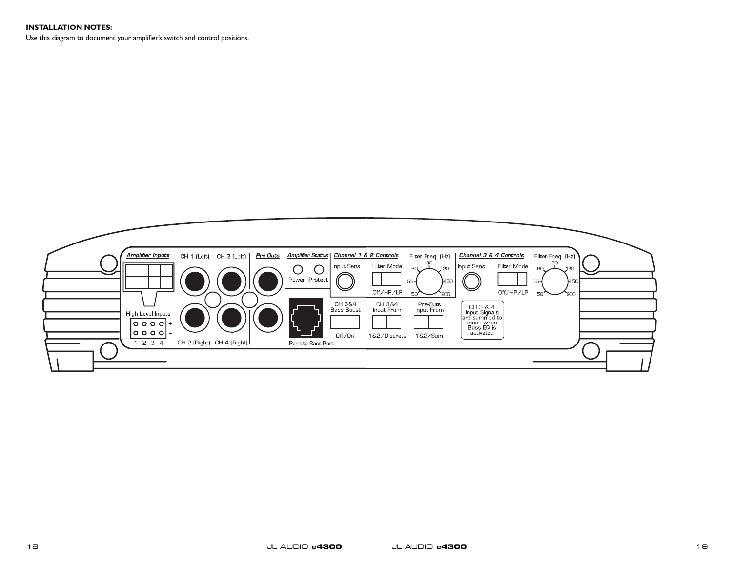**INSTALLATION NOTES:**

Use this diagram to document your amplifier's switch and control positions.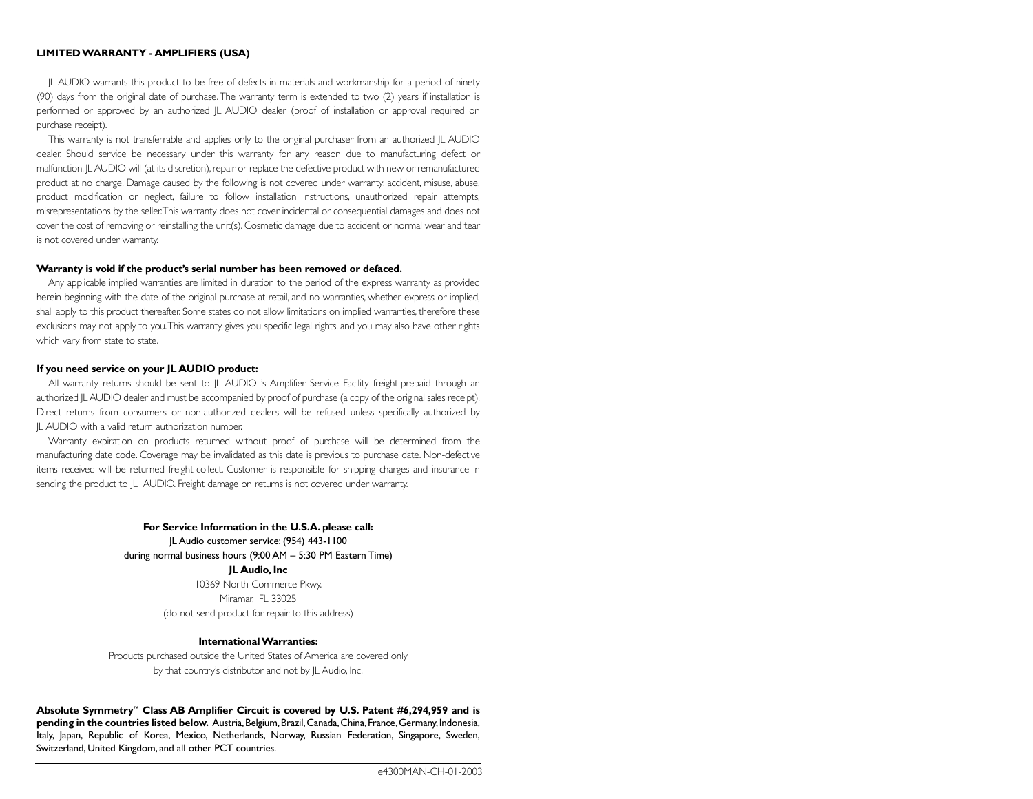**LIMITED WARRANTY - AMPLIFIERS (USA)**

JL AUDIO warrants this product to be free of defects in materials and workmanship for a period of ninety (90) days from the original date of purchase. The warranty term is extended to two (2) years if installation is performed or approved by an authorized JL AUDIO dealer (proof of installation or approval required on purchase receipt).

This warranty is not transferrable and applies only to the original purchaser from an authorized JL AUDIO dealer. Should service be necessary under this warranty for any reason due to manufacturing defect or malfunction, JL AUDIO will (at its discretion), repair or replace the defective product with new or remanufactured product at no charge. Damage caused by the following is not covered under warranty: accident, misuse, abuse, product modification or neglect, failure to follow installation instructions, unauthorized repair attempts, misrepresentations by the seller. This warranty does not cover incidental or consequential damages and does not cover the cost of removing or reinstalling the unit(s). Cosmetic damage due to accident or normal wear and tear is not covered under warranty.

**Warranty is void if the product's serial number has been removed or defaced.**

Any applicable implied warranties are limited in duration to the period of the express warranty as provided herein beginning with the date of the original purchase at retail, and no warranties, whether express or implied, shall apply to this product thereafter. Some states do not allow limitations on implied warranties, therefore these exclusions may not apply to you. This warranty gives you specific legal rights, and you may also have other rights which vary from state to state.

**If you need service on your JL AUDIO product:**

All warranty returns should be sent to JL AUDIO 's Amplifier Service Facility freight-prepaid through an authorized JL AUDIO dealer and must be accompanied by proof of purchase (a copy of the original sales receipt). Direct returns from consumers or non-authorized dealers will be refused unless specifically authorized by JL AUDIO with a valid return authorization number.

Warranty expiration on products returned without proof of purchase will be determined from the manufacturing date code. Coverage may be invalidated as this date is previous to purchase date. Non-defective items received will be returned freight-collect. Customer is responsible for shipping charges and insurance in sending the product to JL AUDIO. Freight damage on returns is not covered under warranty.

**For Service Information in the U.S.A. please call:**

JL Audio customer service: (954) 443-1100

during normal business hours (9:00 AM – 5:30 PM Eastern Time)

**JL Audio, Inc**

10369 North Commerce Pkwy.

Miramar, FL 33025

(do not send product for repair to this address)

**International Warranties:**

Products purchased outside the United States of America are covered only by that country's distributor and not by JL Audio, Inc.

**Absolute Symmetry™ Class AB Amplifier Circuit is covered by U.S. Patent #6,294,959 and is pending in the countries listed below.** Austria, Belgium, Brazil, Canada, China, France, Germany, Indonesia, Italy, Japan, Republic of Korea, Mexico, Netherlands, Norway, Russian Federation, Singapore, Sweden, Switzerland, United Kingdom, and all other PCT countries.

e4300MAN-CH-01-2003